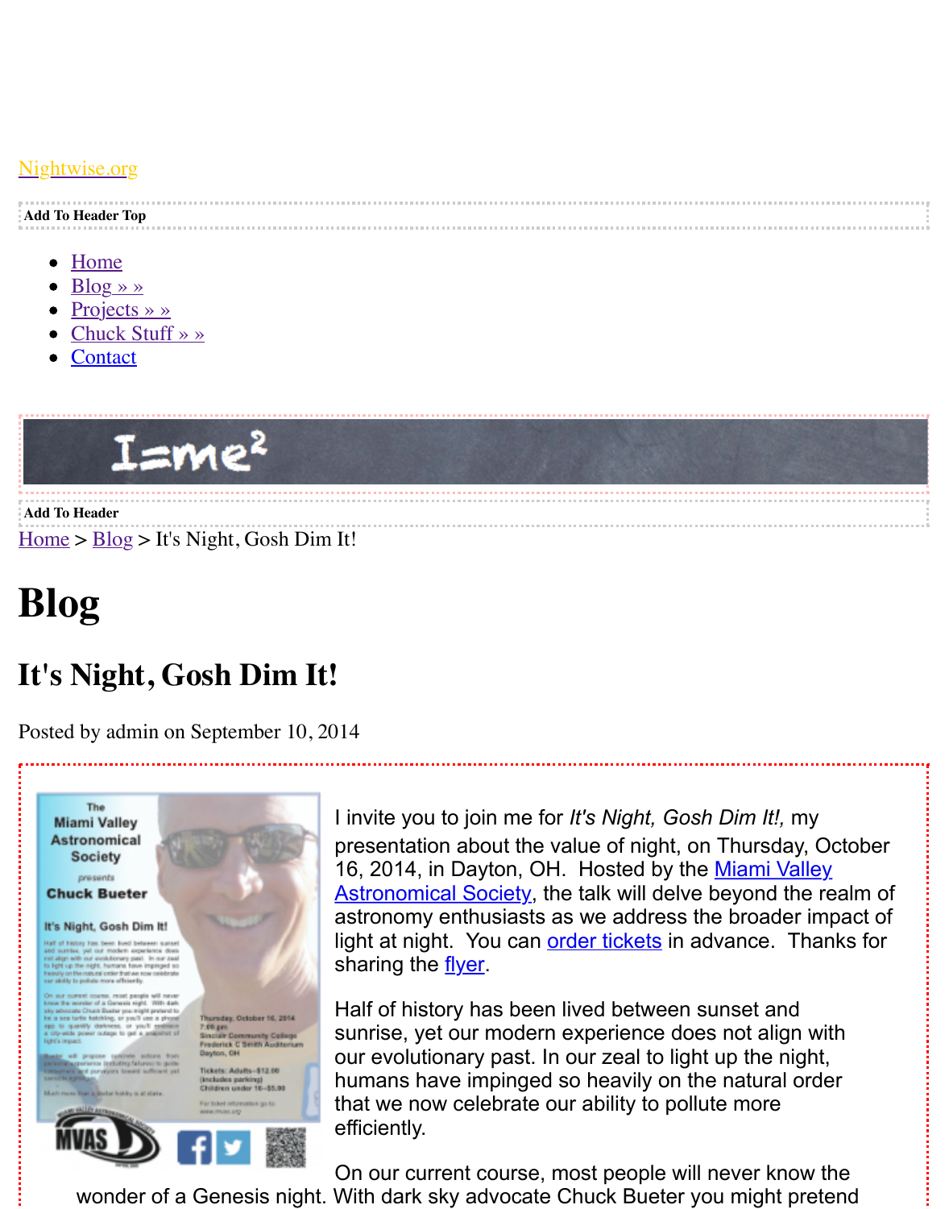Nightwise.org

Add To Header Top

- Home
- Blog » »
- Projects » »
- Chuck Stuff » »
- Contact

Add To Header

Home > Blog > It's Night, Gosh Dim It!

# Blog

## It's Night, Gosh Dim It!

Posted by admin on September 10, 2014

I invite you to join me for *It's Night, Gosh Dim It!,* my presentation about the value of night, on Thursday, October 16, 2014, in Dayton, OH. Hosted by the Miami Valley Astronomical Society, the talk will delve beyond the realm of astronomy enthusiasts as we address the broader impact of light at night. You can order tickets in advance. Thanks for sharing the flyer.

Half of history has been lived between sunset and sunrise, yet our modern experience does not align with our evolutionary past. In our zeal to light up the night, humans have impinged so heavily on the natural order that we now celebrate our ability to pollute more efficiently.

On our current course, most people will never know the wonder of a Genesis night. With dark sky advocate Chuck Bueter you might pretend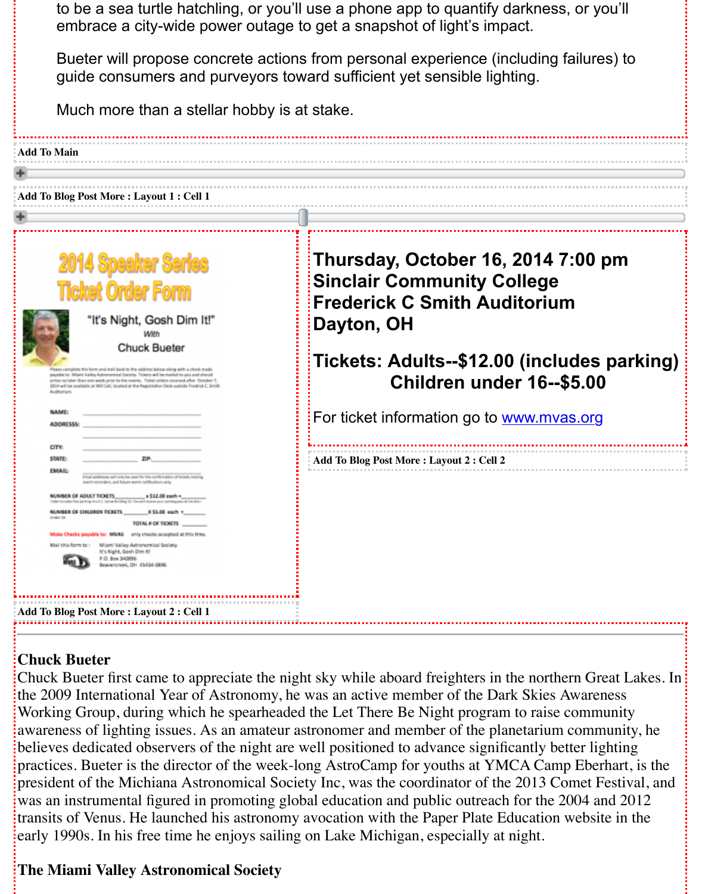to be a sea turtle hatchling, or you'll use a phone app to quantify darkness, or you'll embrace a city-wide power outage to get a snapshot of light's impact.

Bueter will propose concrete actions from personal experience (including failures) to guide consumers and purveyors toward sufficient yet sensible lighting.

Much more than a stellar hobby is at stake.

Add To Main

Add To Blog Post More : Layout 1 : Cell 1

# 2014 Speaker Series Ticket Order Form

"It's Night, Gosh Dim It!"

*With*

Chuck Bueter

Please complete the form and mail back to the address below along with a check made payable to: Miami Valley Astronomical Society. Tickets will be mailed to you and should arrive no later than one week prior to the events. Ticket orders received after October 7, 2014 will be available at Will Call, located at the Registration Desk outside Fredrick C Smith Auditorium.

NAME: ______

ADDRESSS: ______

CITY: ______

STATE: ______ ZIP: ______

EMAIL: ______

Email addresses will only be used for the confirmation of tickets mailing, event reminders, and future event notifications only.

NUMBER OF ADULT TICKETS ______ x $12.00 each = ______

NUMBER OF CHILDREN TICKETS ______ X $5.00 each = ______

Under 16

TOTAL # OF TICKETS ______

Make Checks payable to: MVAS only checks accepted at this time.

Mail this form to: Miami Valley Astronomical Society
It's Night, Gosh Dim It!
P.O. Box 340896
Beavercreek, OH 45434-0896

Add To Blog Post More : Layout 2 : Cell 1

**Thursday, October 16, 2014 7:00 pm**
**Sinclair Community College**
**Frederick C Smith Auditorium**
**Dayton, OH**

**Tickets: Adults--$12.00 (includes parking)**
**Children under 16--$5.00**

For ticket information go to www.mvas.org

Add To Blog Post More : Layout 2 : Cell 2

**Chuck Bueter**

Chuck Bueter first came to appreciate the night sky while aboard freighters in the northern Great Lakes. In the 2009 International Year of Astronomy, he was an active member of the Dark Skies Awareness Working Group, during which he spearheaded the Let There Be Night program to raise community awareness of lighting issues. As an amateur astronomer and member of the planetarium community, he believes dedicated observers of the night are well positioned to advance significantly better lighting practices. Bueter is the director of the week-long AstroCamp for youths at YMCA Camp Eberhart, is the president of the Michiana Astronomical Society Inc, was the coordinator of the 2013 Comet Festival, and was an instrumental figured in promoting global education and public outreach for the 2004 and 2012 transits of Venus. He launched his astronomy avocation with the Paper Plate Education website in the early 1990s. In his free time he enjoys sailing on Lake Michigan, especially at night.

**The Miami Valley Astronomical Society**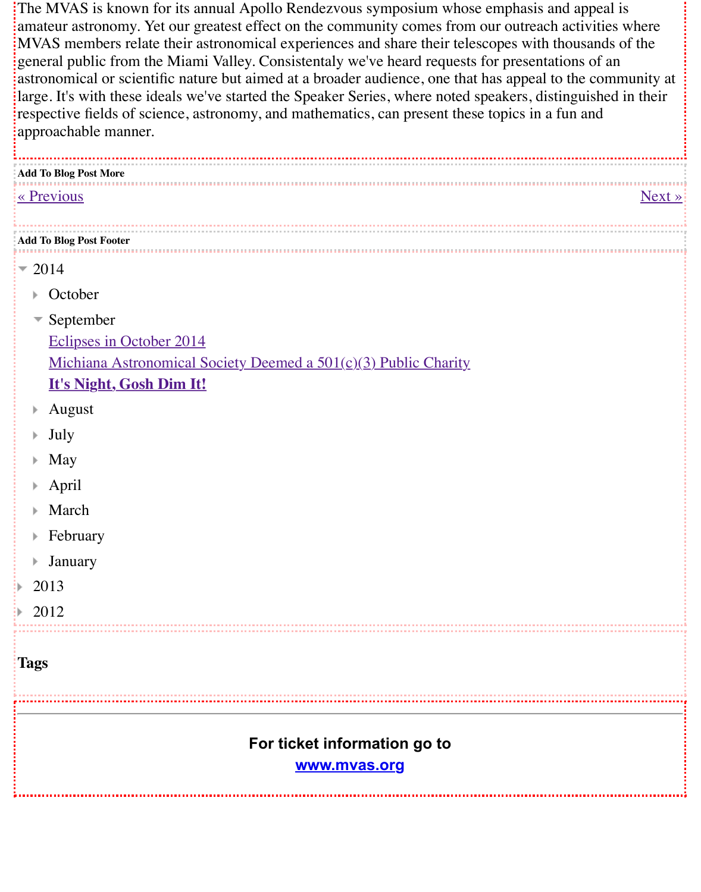The MVAS is known for its annual Apollo Rendezvous symposium whose emphasis and appeal is amateur astronomy. Yet our greatest effect on the community comes from our outreach activities where MVAS members relate their astronomical experiences and share their telescopes with thousands of the general public from the Miami Valley. Consistentaly we've heard requests for presentations of an astronomical or scientific nature but aimed at a broader audience, one that has appeal to the community at large. It's with these ideals we've started the Speaker Series, where noted speakers, distinguished in their respective fields of science, astronomy, and mathematics, can present these topics in a fun and approachable manner.

**Add To Blog Post More**

« Previous　　　　Next »

**Add To Blog Post Footer**

- 2014
  - October
  - September
    - Eclipses in October 2014
    - Michiana Astronomical Society Deemed a 501(c)(3) Public Charity
    - **It's Night, Gosh Dim It!**
  - August
  - July
  - May
  - April
  - March
  - February
  - January
- 2013
- 2012

**Tags**

---

**For ticket information go to**
**www.mvas.org**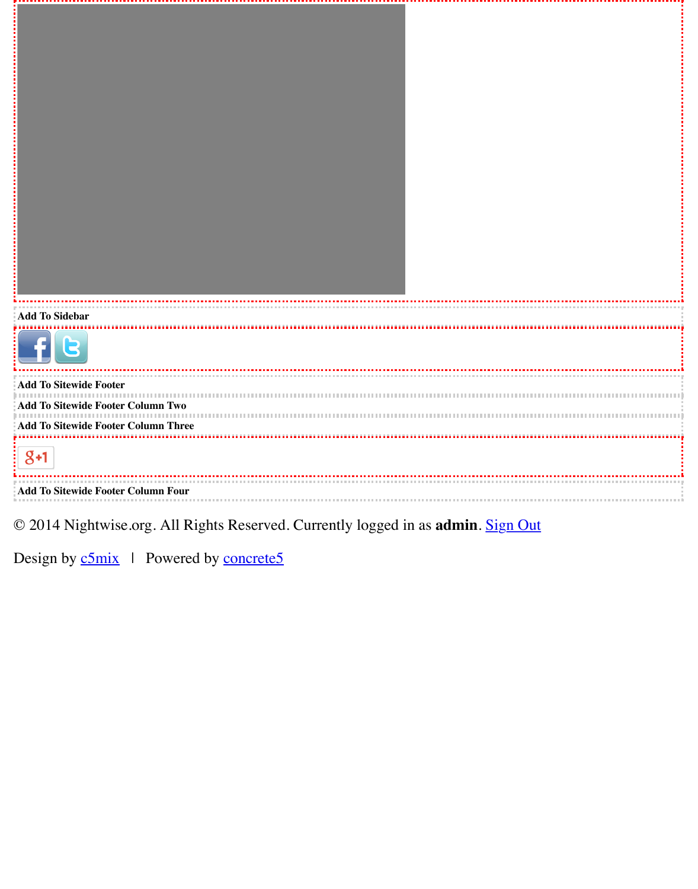**Add To Sidebar**

**Add To Sitewide Footer**

**Add To Sitewide Footer Column Two**

**Add To Sitewide Footer Column Three**

**Add To Sitewide Footer Column Four**

© 2014 Nightwise.org. All Rights Reserved. Currently logged in as **admin**. Sign Out

Design by c5mix | Powered by concrete5